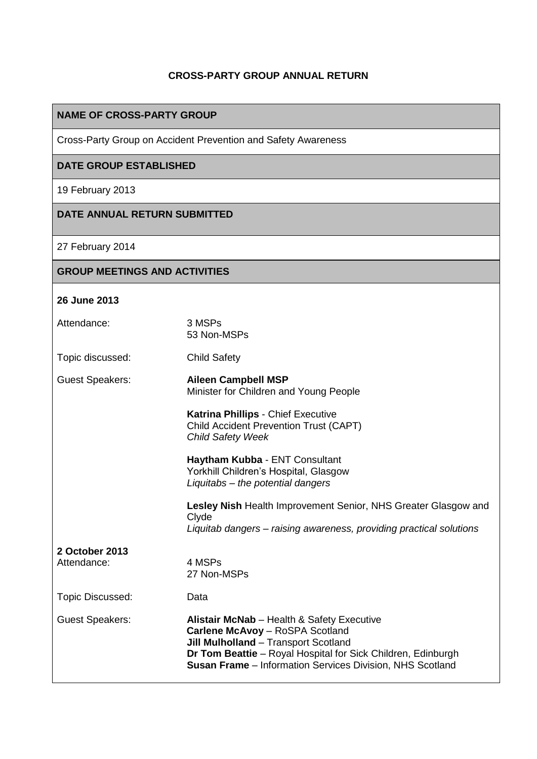# CROSS-PARTY GROUP ANNUAL RETURN

## NAME OF CROSS-PARTY GROUP

Cross-Party Group on Accident Prevention and Safety Awareness

## DATE GROUP ESTABLISHED

19 February 2013

## DATE ANNUAL RETURN SUBMITTED

27 February 2014

## GROUP MEETINGS AND ACTIVITIES

**26 June 2013**

Attendance: 3 MSPs
53 Non-MSPs

Topic discussed: Child Safety

Guest Speakers:

**Aileen Campbell MSP**
Minister for Children and Young People

**Katrina Phillips** - Chief Executive
Child Accident Prevention Trust (CAPT)
*Child Safety Week*

**Haytham Kubba** - ENT Consultant
Yorkhill Children's Hospital, Glasgow
*Liquitabs – the potential dangers*

**Lesley Nish** Health Improvement Senior, NHS Greater Glasgow and Clyde
*Liquitab dangers – raising awareness, providing practical solutions*

**2 October 2013**

Attendance: 4 MSPs
27 Non-MSPs

Topic Discussed: Data

Guest Speakers:

**Alistair McNab** – Health & Safety Executive
**Carlene McAvoy** – RoSPA Scotland
**Jill Mulholland** – Transport Scotland
**Dr Tom Beattie** – Royal Hospital for Sick Children, Edinburgh
**Susan Frame** – Information Services Division, NHS Scotland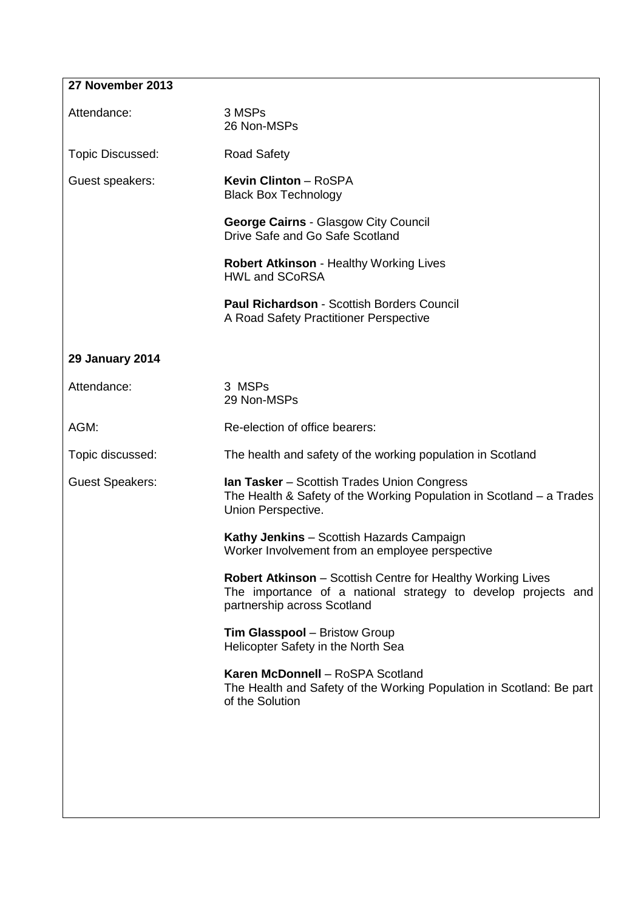**27 November 2013**

| | |
|---|---|
| Attendance: | 3 MSPs<br>26 Non-MSPs |
| Topic Discussed: | Road Safety |
| Guest speakers: | **Kevin Clinton** – RoSPA<br>Black Box Technology<br><br>**George Cairns** - Glasgow City Council<br>Drive Safe and Go Safe Scotland<br><br>**Robert Atkinson** - Healthy Working Lives<br>HWL and SCoRSA<br><br>**Paul Richardson** - Scottish Borders Council<br>A Road Safety Practitioner Perspective |

**29 January 2014**

| | |
|---|---|
| Attendance: | 3 MSPs<br>29 Non-MSPs |
| AGM: | Re-election of office bearers: |
| Topic discussed: | The health and safety of the working population in Scotland |
| Guest Speakers: | **Ian Tasker** – Scottish Trades Union Congress<br>The Health & Safety of the Working Population in Scotland – a Trades Union Perspective.<br><br>**Kathy Jenkins** – Scottish Hazards Campaign<br>Worker Involvement from an employee perspective<br><br>**Robert Atkinson** – Scottish Centre for Healthy Working Lives<br>The importance of a national strategy to develop projects and partnership across Scotland<br><br>**Tim Glasspool** – Bristow Group<br>Helicopter Safety in the North Sea<br><br>**Karen McDonnell** – RoSPA Scotland<br>The Health and Safety of the Working Population in Scotland: Be part of the Solution |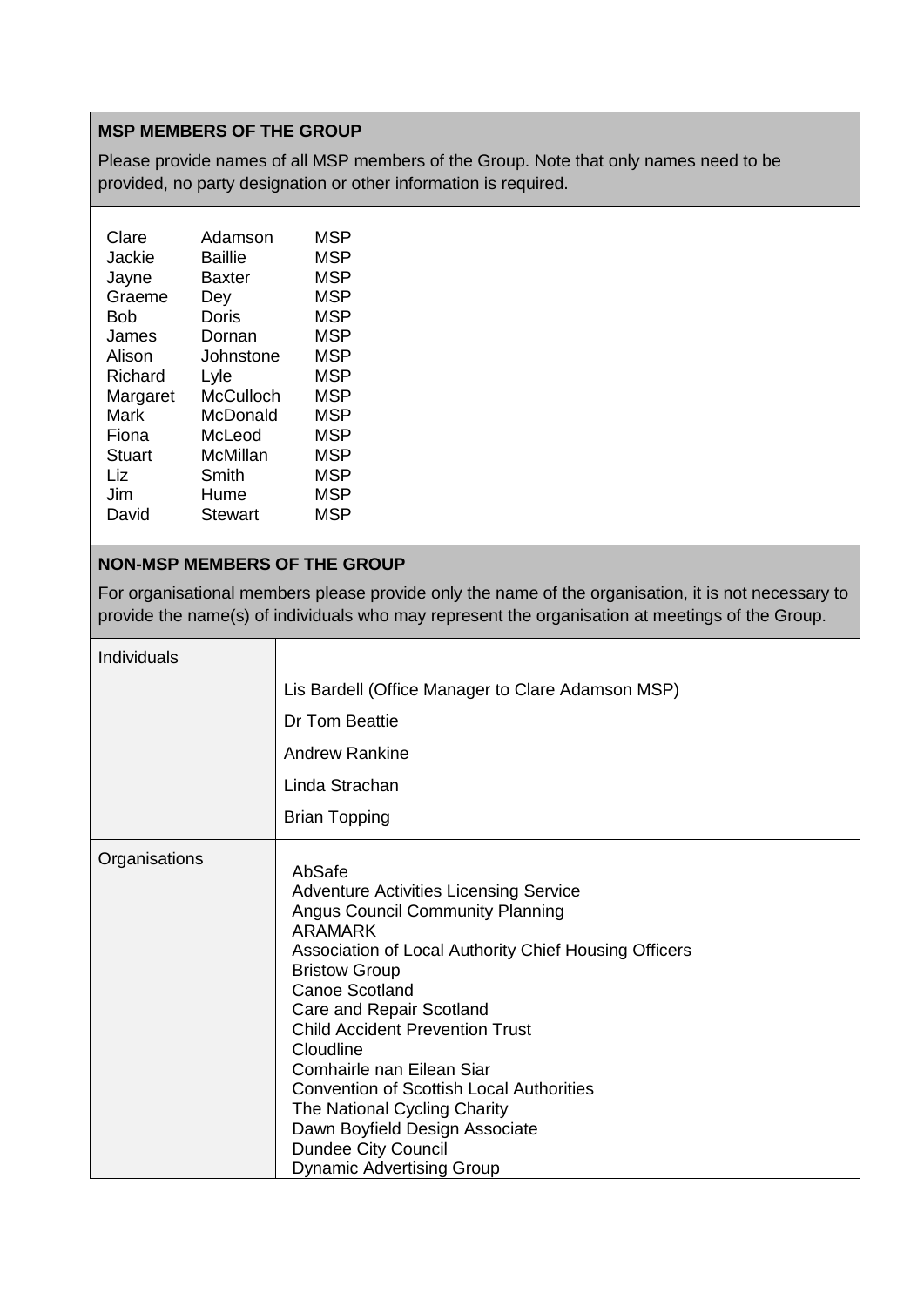**MSP MEMBERS OF THE GROUP**

Please provide names of all MSP members of the Group. Note that only names need to be provided, no party designation or other information is required.

| | | |
|---|---|---|
| Clare | Adamson | MSP |
| Jackie | Baillie | MSP |
| Jayne | Baxter | MSP |
| Graeme | Dey | MSP |
| Bob | Doris | MSP |
| James | Dornan | MSP |
| Alison | Johnstone | MSP |
| Richard | Lyle | MSP |
| Margaret | McCulloch | MSP |
| Mark | McDonald | MSP |
| Fiona | McLeod | MSP |
| Stuart | McMillan | MSP |
| Liz | Smith | MSP |
| Jim | Hume | MSP |
| David | Stewart | MSP |

**NON-MSP MEMBERS OF THE GROUP**

For organisational members please provide only the name of the organisation, it is not necessary to provide the name(s) of individuals who may represent the organisation at meetings of the Group.

| | |
|---|---|
| Individuals | Lis Bardell (Office Manager to Clare Adamson MSP)<br>Dr Tom Beattie<br>Andrew Rankine<br>Linda Strachan<br>Brian Topping |
| Organisations | AbSafe<br>Adventure Activities Licensing Service<br>Angus Council Community Planning<br>ARAMARK<br>Association of Local Authority Chief Housing Officers<br>Bristow Group<br>Canoe Scotland<br>Care and Repair Scotland<br>Child Accident Prevention Trust<br>Cloudline<br>Comhairle nan Eilean Siar<br>Convention of Scottish Local Authorities<br>The National Cycling Charity<br>Dawn Boyfield Design Associate<br>Dundee City Council<br>Dynamic Advertising Group |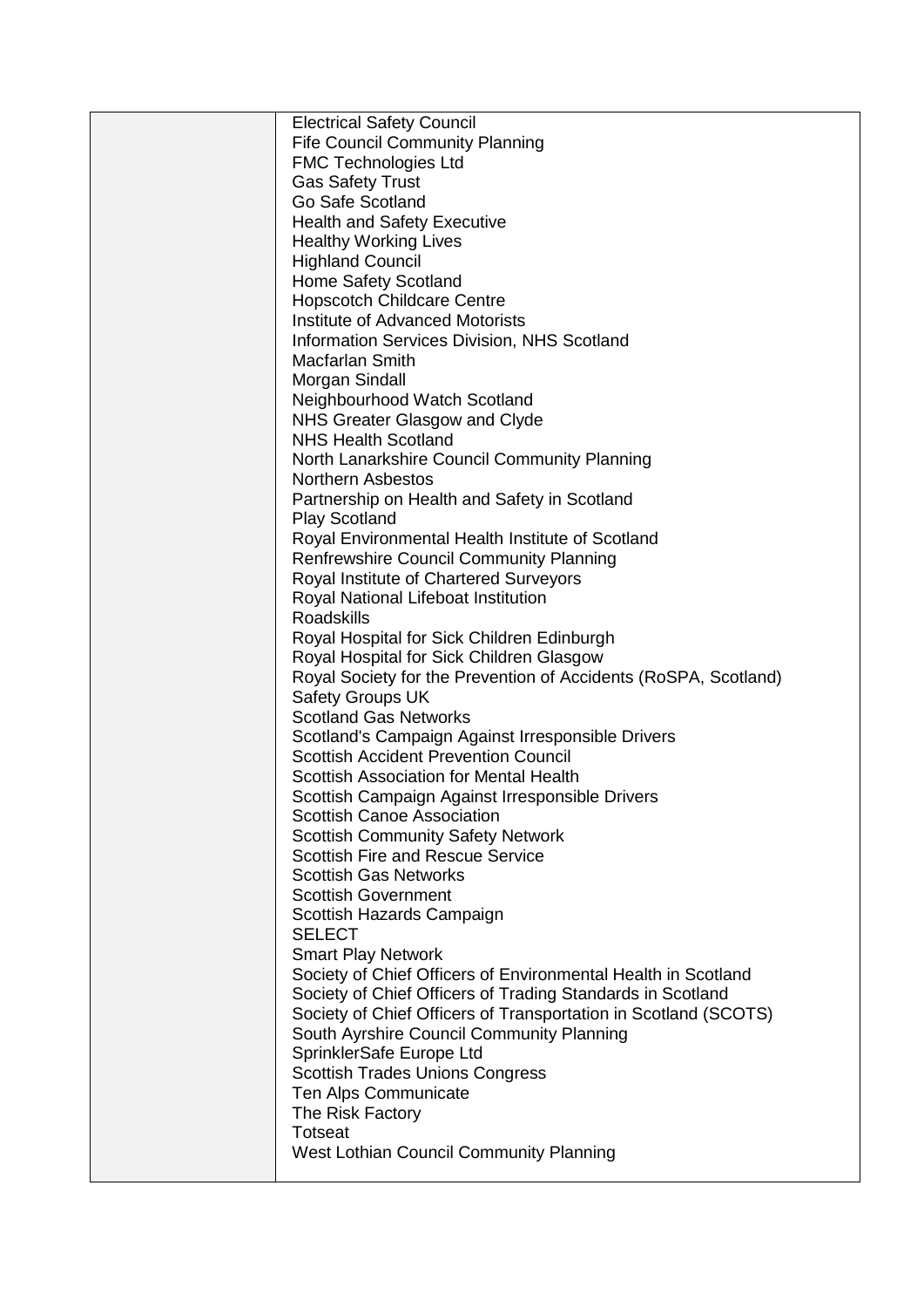| | |
|---|---|
| | Electrical Safety Council<br>Fife Council Community Planning<br>FMC Technologies Ltd<br>Gas Safety Trust<br>Go Safe Scotland<br>Health and Safety Executive<br>Healthy Working Lives<br>Highland Council<br>Home Safety Scotland<br>Hopscotch Childcare Centre<br>Institute of Advanced Motorists<br>Information Services Division, NHS Scotland<br>Macfarlan Smith<br>Morgan Sindall<br>Neighbourhood Watch Scotland<br>NHS Greater Glasgow and Clyde<br>NHS Health Scotland<br>North Lanarkshire Council Community Planning<br>Northern Asbestos<br>Partnership on Health and Safety in Scotland<br>Play Scotland<br>Royal Environmental Health Institute of Scotland<br>Renfrewshire Council Community Planning<br>Royal Institute of Chartered Surveyors<br>Royal National Lifeboat Institution<br>Roadskills<br>Royal Hospital for Sick Children Edinburgh<br>Royal Hospital for Sick Children Glasgow<br>Royal Society for the Prevention of Accidents (RoSPA, Scotland)<br>Safety Groups UK<br>Scotland Gas Networks<br>Scotland's Campaign Against Irresponsible Drivers<br>Scottish Accident Prevention Council<br>Scottish Association for Mental Health<br>Scottish Campaign Against Irresponsible Drivers<br>Scottish Canoe Association<br>Scottish Community Safety Network<br>Scottish Fire and Rescue Service<br>Scottish Gas Networks<br>Scottish Government<br>Scottish Hazards Campaign<br>SELECT<br>Smart Play Network<br>Society of Chief Officers of Environmental Health in Scotland<br>Society of Chief Officers of Trading Standards in Scotland<br>Society of Chief Officers of Transportation in Scotland (SCOTS)<br>South Ayrshire Council Community Planning<br>SprinklerSafe Europe Ltd<br>Scottish Trades Unions Congress<br>Ten Alps Communicate<br>The Risk Factory<br>Totseat<br>West Lothian Council Community Planning |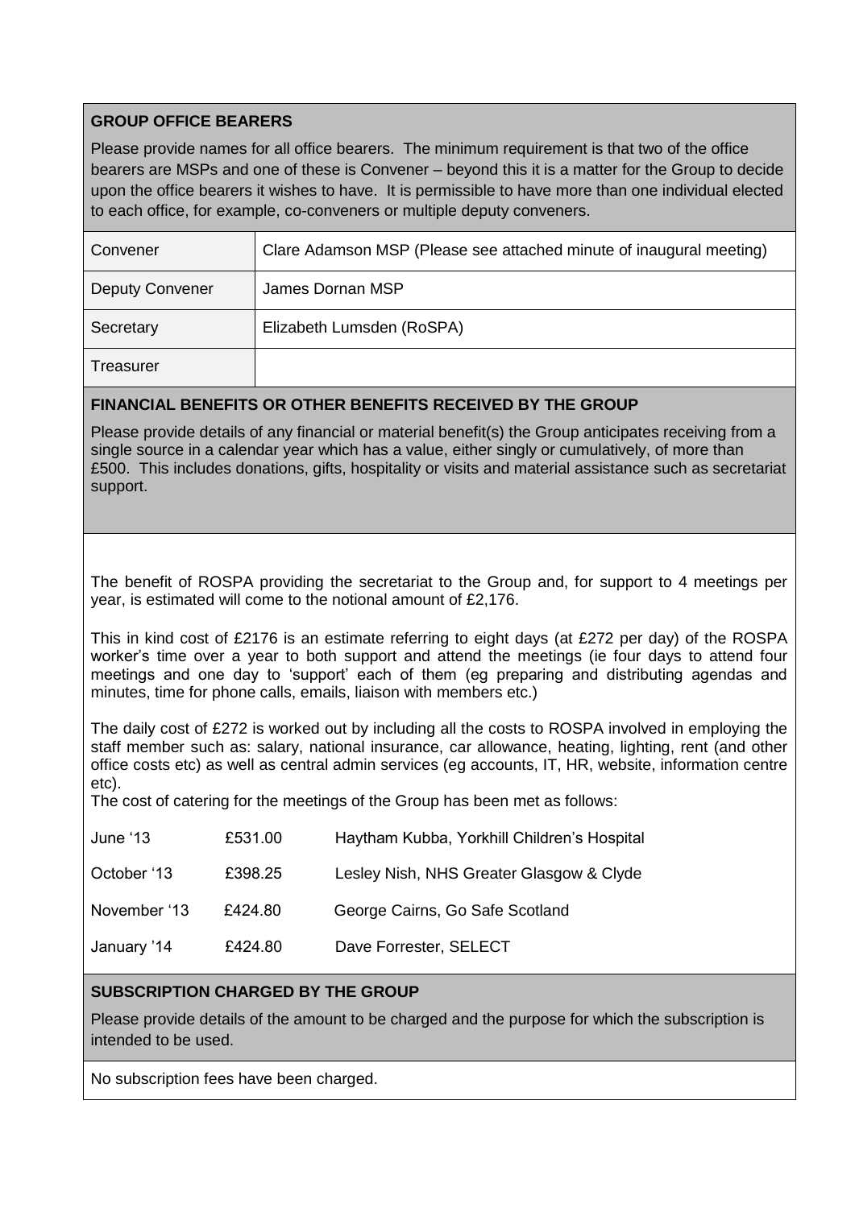**GROUP OFFICE BEARERS**

Please provide names for all office bearers. The minimum requirement is that two of the office bearers are MSPs and one of these is Convener – beyond this it is a matter for the Group to decide upon the office bearers it wishes to have. It is permissible to have more than one individual elected to each office, for example, co-conveners or multiple deputy conveners.

| | |
|---|---|
| Convener | Clare Adamson MSP (Please see attached minute of inaugural meeting) |
| Deputy Convener | James Dornan MSP |
| Secretary | Elizabeth Lumsden (RoSPA) |
| Treasurer | |

**FINANCIAL BENEFITS OR OTHER BENEFITS RECEIVED BY THE GROUP**

Please provide details of any financial or material benefit(s) the Group anticipates receiving from a single source in a calendar year which has a value, either singly or cumulatively, of more than £500. This includes donations, gifts, hospitality or visits and material assistance such as secretariat support.

The benefit of ROSPA providing the secretariat to the Group and, for support to 4 meetings per year, is estimated will come to the notional amount of £2,176.

This in kind cost of £2176 is an estimate referring to eight days (at £272 per day) of the ROSPA worker's time over a year to both support and attend the meetings (ie four days to attend four meetings and one day to 'support' each of them (eg preparing and distributing agendas and minutes, time for phone calls, emails, liaison with members etc.)

The daily cost of £272 is worked out by including all the costs to ROSPA involved in employing the staff member such as: salary, national insurance, car allowance, heating, lighting, rent (and other office costs etc) as well as central admin services (eg accounts, IT, HR, website, information centre etc).

The cost of catering for the meetings of the Group has been met as follows:

| | | |
|---|---|---|
| June '13 | £531.00 | Haytham Kubba, Yorkhill Children's Hospital |
| October '13 | £398.25 | Lesley Nish, NHS Greater Glasgow & Clyde |
| November '13 | £424.80 | George Cairns, Go Safe Scotland |
| January '14 | £424.80 | Dave Forrester, SELECT |

**SUBSCRIPTION CHARGED BY THE GROUP**

Please provide details of the amount to be charged and the purpose for which the subscription is intended to be used.

No subscription fees have been charged.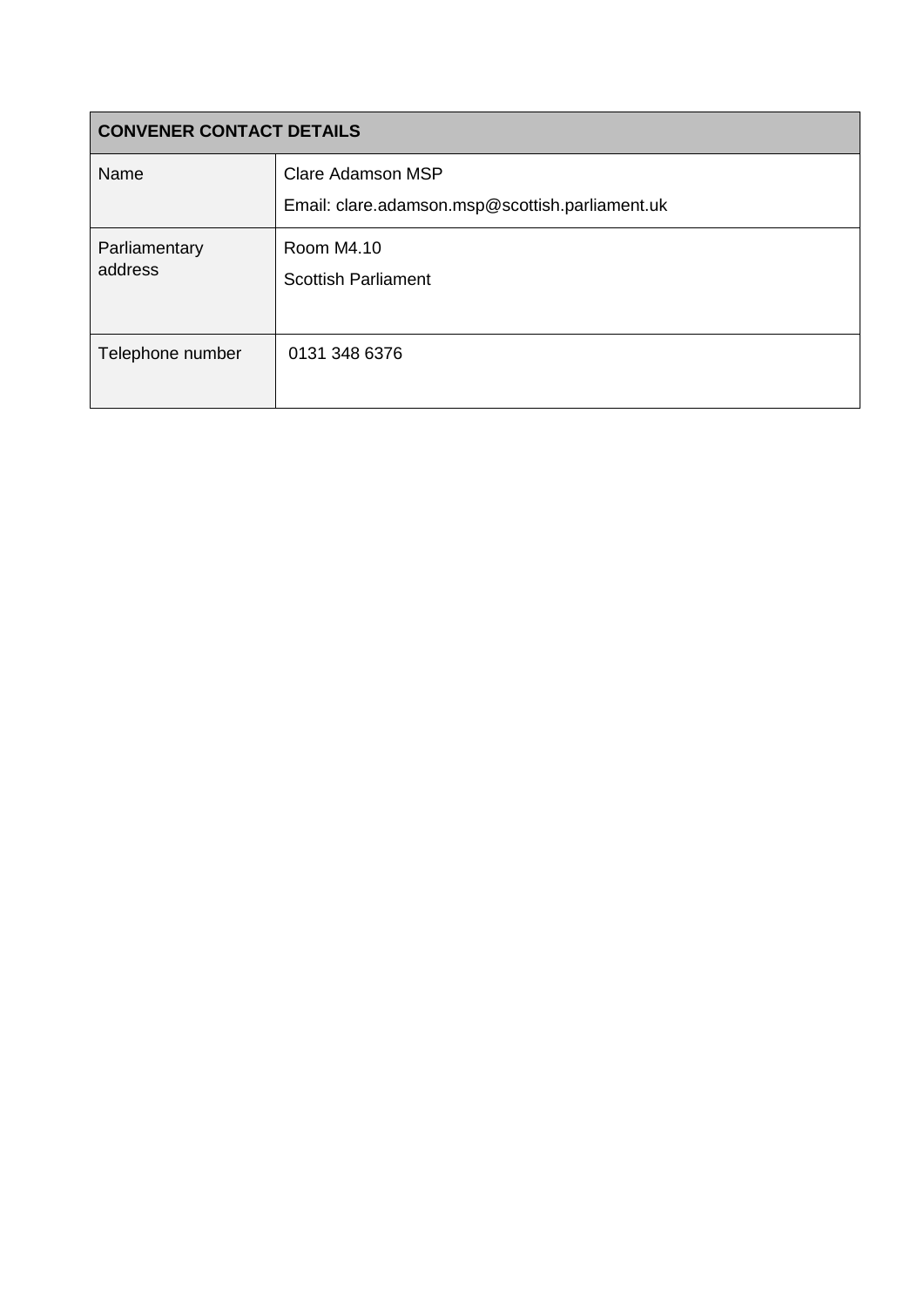| CONVENER CONTACT DETAILS | |
| --- | --- |
| Name | Clare Adamson MSP<br>Email: clare.adamson.msp@scottish.parliament.uk |
| Parliamentary address | Room M4.10<br>Scottish Parliament |
| Telephone number | 0131 348 6376 |